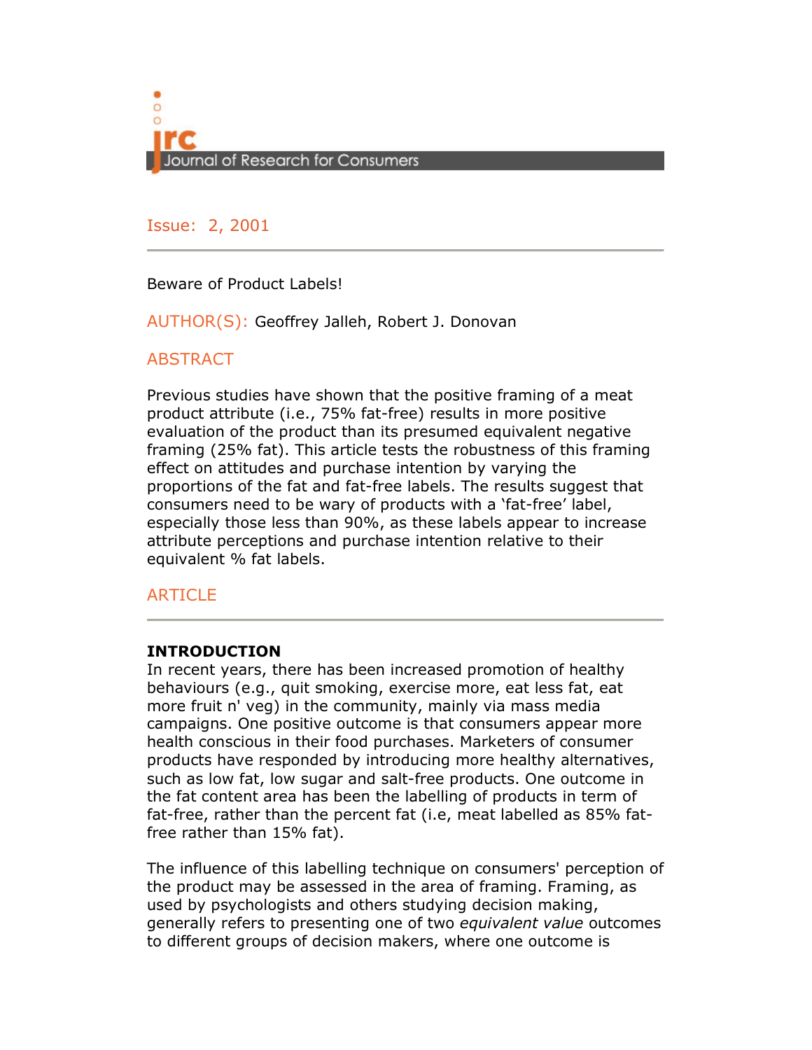Journal of Research for Consumers

Issue: 2, 2001

Beware of Product Labels!

AUTHOR(S): Geoffrey Jalleh, Robert J. Donovan

## ABSTRACT

Previous studies have shown that the positive framing of a meat product attribute (i.e., 75% fat-free) results in more positive evaluation of the product than its presumed equivalent negative framing (25% fat). This article tests the robustness of this framing effect on attitudes and purchase intention by varying the proportions of the fat and fat-free labels. The results suggest that consumers need to be wary of products with a 'fat-free' label, especially those less than 90%, as these labels appear to increase attribute perceptions and purchase intention relative to their equivalent % fat labels.

## ARTICLE

**INTRODUCTION**

In recent years, there has been increased promotion of healthy behaviours (e.g., quit smoking, exercise more, eat less fat, eat more fruit n' veg) in the community, mainly via mass media campaigns. One positive outcome is that consumers appear more health conscious in their food purchases. Marketers of consumer products have responded by introducing more healthy alternatives, such as low fat, low sugar and salt-free products. One outcome in the fat content area has been the labelling of products in term of fat-free, rather than the percent fat (i.e, meat labelled as 85% fat-free rather than 15% fat).

The influence of this labelling technique on consumers' perception of the product may be assessed in the area of framing. Framing, as used by psychologists and others studying decision making, generally refers to presenting one of two *equivalent value* outcomes to different groups of decision makers, where one outcome is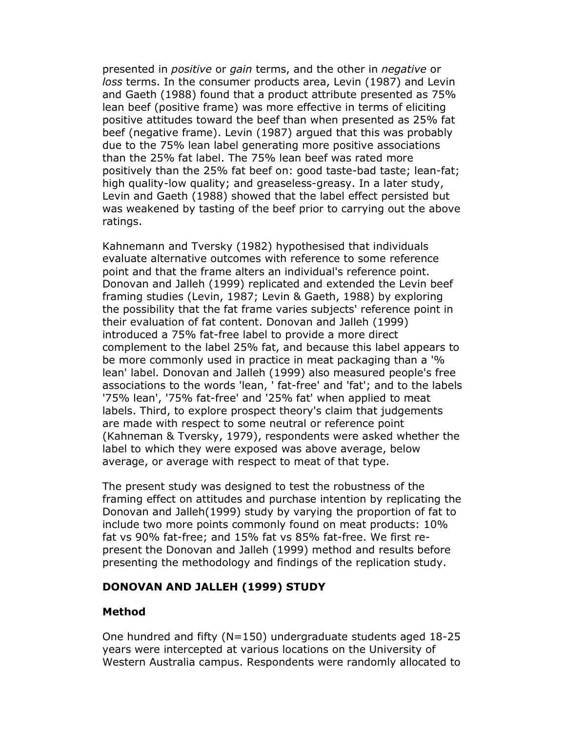presented in *positive* or *gain* terms, and the other in *negative* or *loss* terms. In the consumer products area, Levin (1987) and Levin and Gaeth (1988) found that a product attribute presented as 75% lean beef (positive frame) was more effective in terms of eliciting positive attitudes toward the beef than when presented as 25% fat beef (negative frame). Levin (1987) argued that this was probably due to the 75% lean label generating more positive associations than the 25% fat label. The 75% lean beef was rated more positively than the 25% fat beef on: good taste-bad taste; lean-fat; high quality-low quality; and greaseless-greasy. In a later study, Levin and Gaeth (1988) showed that the label effect persisted but was weakened by tasting of the beef prior to carrying out the above ratings.

Kahnemann and Tversky (1982) hypothesised that individuals evaluate alternative outcomes with reference to some reference point and that the frame alters an individual's reference point. Donovan and Jalleh (1999) replicated and extended the Levin beef framing studies (Levin, 1987; Levin & Gaeth, 1988) by exploring the possibility that the fat frame varies subjects' reference point in their evaluation of fat content. Donovan and Jalleh (1999) introduced a 75% fat-free label to provide a more direct complement to the label 25% fat, and because this label appears to be more commonly used in practice in meat packaging than a '% lean' label. Donovan and Jalleh (1999) also measured people's free associations to the words 'lean, ' fat-free' and 'fat'; and to the labels '75% lean', '75% fat-free' and '25% fat' when applied to meat labels. Third, to explore prospect theory's claim that judgements are made with respect to some neutral or reference point (Kahneman & Tversky, 1979), respondents were asked whether the label to which they were exposed was above average, below average, or average with respect to meat of that type.

The present study was designed to test the robustness of the framing effect on attitudes and purchase intention by replicating the Donovan and Jalleh(1999) study by varying the proportion of fat to include two more points commonly found on meat products: 10% fat vs 90% fat-free; and 15% fat vs 85% fat-free. We first re-present the Donovan and Jalleh (1999) method and results before presenting the methodology and findings of the replication study.

## DONOVAN AND JALLEH (1999) STUDY

### Method

One hundred and fifty (N=150) undergraduate students aged 18-25 years were intercepted at various locations on the University of Western Australia campus. Respondents were randomly allocated to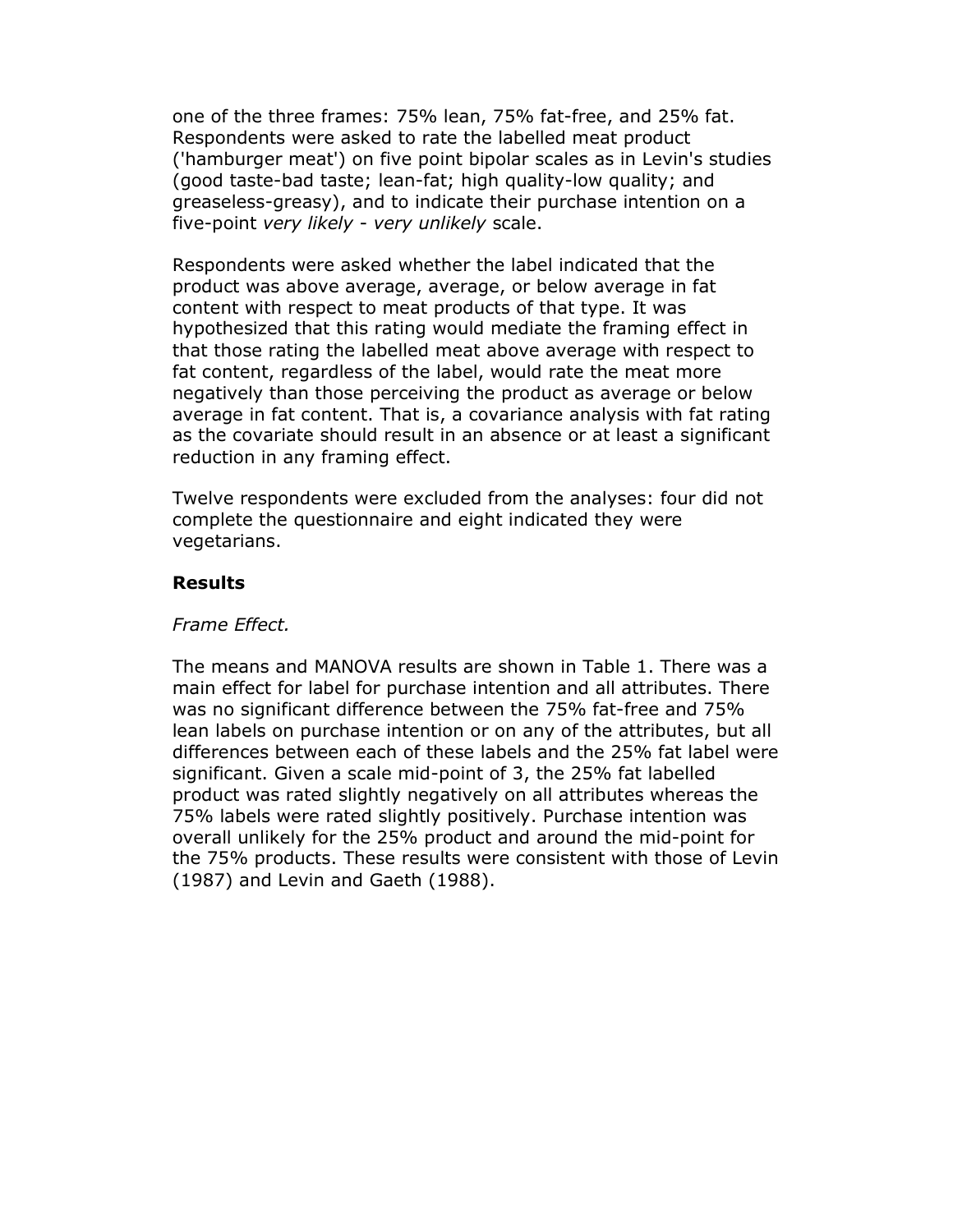one of the three frames: 75% lean, 75% fat-free, and 25% fat. Respondents were asked to rate the labelled meat product ('hamburger meat') on five point bipolar scales as in Levin's studies (good taste-bad taste; lean-fat; high quality-low quality; and greaseless-greasy), and to indicate their purchase intention on a five-point *very likely - very unlikely* scale.

Respondents were asked whether the label indicated that the product was above average, average, or below average in fat content with respect to meat products of that type. It was hypothesized that this rating would mediate the framing effect in that those rating the labelled meat above average with respect to fat content, regardless of the label, would rate the meat more negatively than those perceiving the product as average or below average in fat content. That is, a covariance analysis with fat rating as the covariate should result in an absence or at least a significant reduction in any framing effect.

Twelve respondents were excluded from the analyses: four did not complete the questionnaire and eight indicated they were vegetarians.

### Results

*Frame Effect.*

The means and MANOVA results are shown in Table 1. There was a main effect for label for purchase intention and all attributes. There was no significant difference between the 75% fat-free and 75% lean labels on purchase intention or on any of the attributes, but all differences between each of these labels and the 25% fat label were significant. Given a scale mid-point of 3, the 25% fat labelled product was rated slightly negatively on all attributes whereas the 75% labels were rated slightly positively. Purchase intention was overall unlikely for the 25% product and around the mid-point for the 75% products. These results were consistent with those of Levin (1987) and Levin and Gaeth (1988).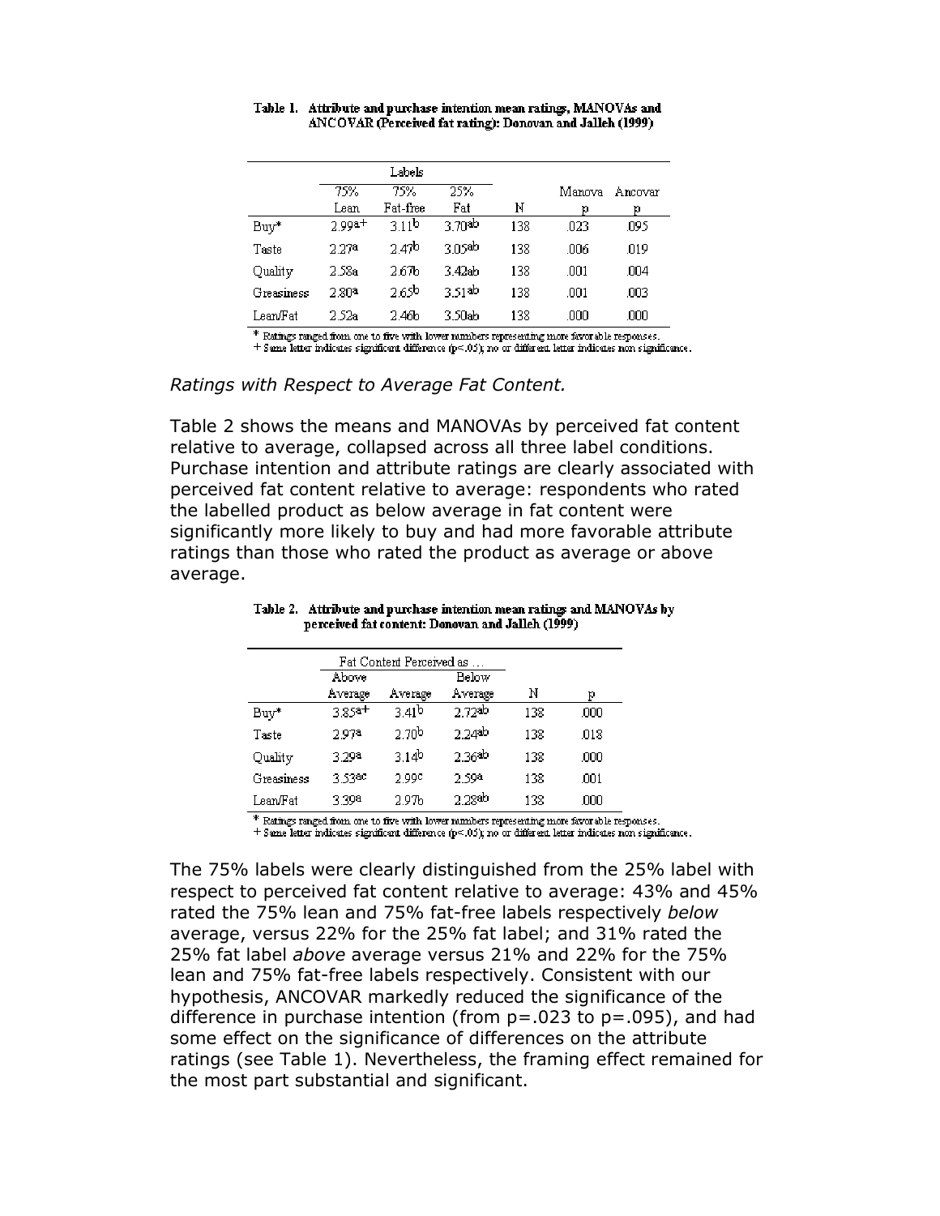Table 1. Attribute and purchase intention mean ratings, MANOVAs and ANCOVAR (Perceived fat rating): Donovan and Jalleh (1999)

| | Labels | | | | | |
|---|---|---|---|---|---|---|
| | 75% Lean | 75% Fat-free | 25% Fat | N | Manova p | Ancovar p |
| Buy* | 2.99a+ | 3.11b | 3.70ab | 138 | .023 | .095 |
| Taste | 2.27a | 2.47b | 3.05ab | 138 | .006 | .019 |
| Quality | 2.58a | 2.67b | 3.42ab | 138 | .001 | .004 |
| Greasiness | 2.80a | 2.65b | 3.51ab | 138 | .001 | .003 |
| Lean/Fat | 2.52a | 2.46b | 3.50ab | 138 | .000 | .000 |

\* Ratings ranged from one to five with lower numbers representing more favorable responses.
\+ Same letter indicates significant difference (p<.05); no or different letter indicates non significance.

*Ratings with Respect to Average Fat Content.*

Table 2 shows the means and MANOVAs by perceived fat content relative to average, collapsed across all three label conditions. Purchase intention and attribute ratings are clearly associated with perceived fat content relative to average: respondents who rated the labelled product as below average in fat content were significantly more likely to buy and had more favorable attribute ratings than those who rated the product as average or above average.

Table 2. Attribute and purchase intention mean ratings and MANOVAs by perceived fat content: Donovan and Jalleh (1999)

| | Fat Content Perceived as ... | | | | |
|---|---|---|---|---|---|
| | Above Average | Average | Below Average | N | p |
| Buy* | 3.85a+ | 3.41b | 2.72ab | 138 | .000 |
| Taste | 2.97a | 2.70b | 2.24ab | 138 | .018 |
| Quality | 3.29a | 3.14b | 2.36ab | 138 | .000 |
| Greasiness | 3.53ac | 2.99c | 2.59a | 138 | .001 |
| Lean/Fat | 3.39a | 2.97b | 2.28ab | 138 | .000 |

\* Ratings ranged from one to five with lower numbers representing more favorable responses.
\+ Same letter indicates significant difference (p<.05); no or different letter indicates non significance.

The 75% labels were clearly distinguished from the 25% label with respect to perceived fat content relative to average: 43% and 45% rated the 75% lean and 75% fat-free labels respectively *below* average, versus 22% for the 25% fat label; and 31% rated the 25% fat label *above* average versus 21% and 22% for the 75% lean and 75% fat-free labels respectively. Consistent with our hypothesis, ANCOVAR markedly reduced the significance of the difference in purchase intention (from $p=.023$ to $p=.095$), and had some effect on the significance of differences on the attribute ratings (see Table 1). Nevertheless, the framing effect remained for the most part substantial and significant.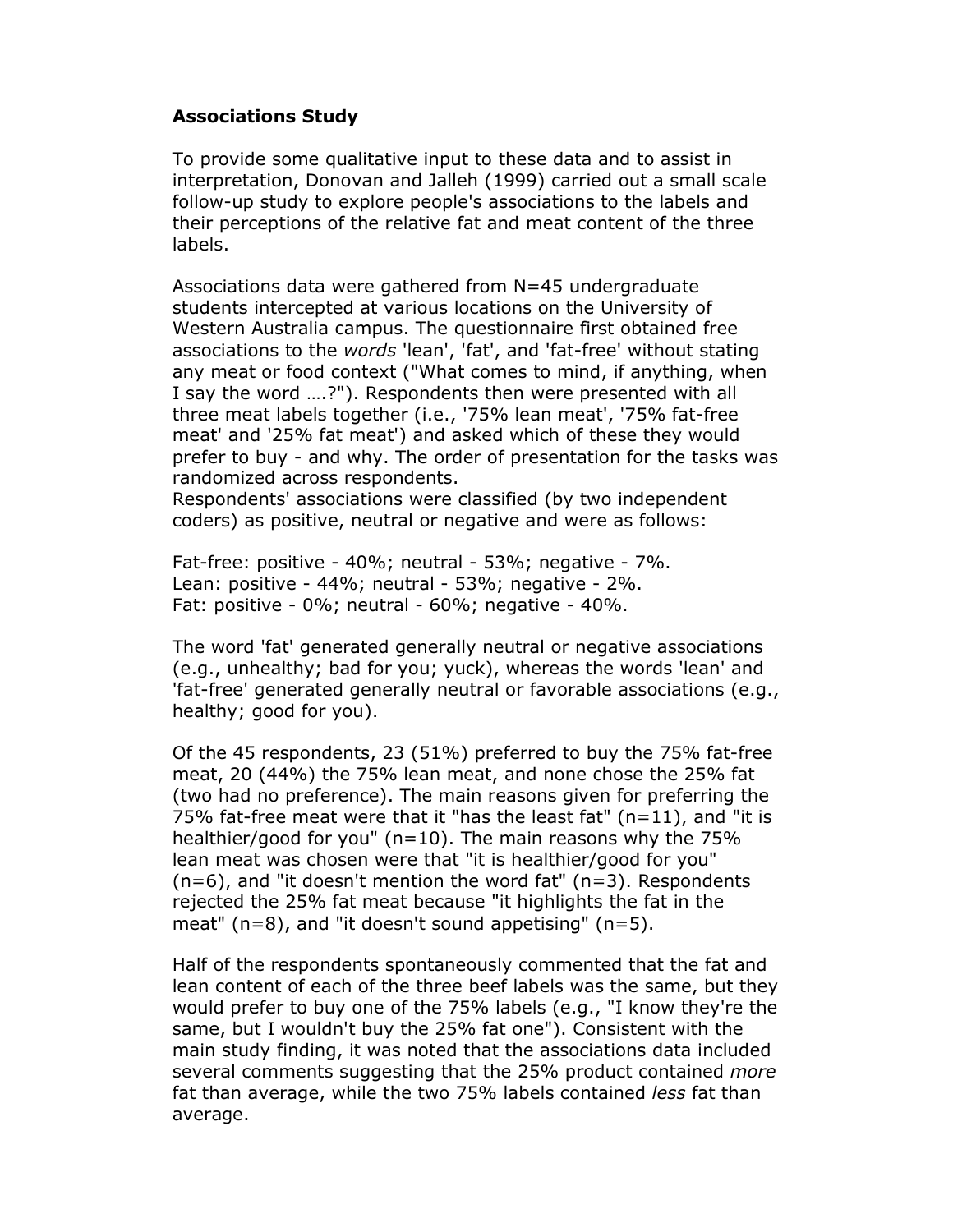**Associations Study**

To provide some qualitative input to these data and to assist in interpretation, Donovan and Jalleh (1999) carried out a small scale follow-up study to explore people's associations to the labels and their perceptions of the relative fat and meat content of the three labels.

Associations data were gathered from N=45 undergraduate students intercepted at various locations on the University of Western Australia campus. The questionnaire first obtained free associations to the *words* 'lean', 'fat', and 'fat-free' without stating any meat or food context ("What comes to mind, if anything, when I say the word ….?"). Respondents then were presented with all three meat labels together (i.e., '75% lean meat', '75% fat-free meat' and '25% fat meat') and asked which of these they would prefer to buy - and why. The order of presentation for the tasks was randomized across respondents.
Respondents' associations were classified (by two independent coders) as positive, neutral or negative and were as follows:

Fat-free: positive - 40%; neutral - 53%; negative - 7%.
Lean: positive - 44%; neutral - 53%; negative - 2%.
Fat: positive - 0%; neutral - 60%; negative - 40%.

The word 'fat' generated generally neutral or negative associations (e.g., unhealthy; bad for you; yuck), whereas the words 'lean' and 'fat-free' generated generally neutral or favorable associations (e.g., healthy; good for you).

Of the 45 respondents, 23 (51%) preferred to buy the 75% fat-free meat, 20 (44%) the 75% lean meat, and none chose the 25% fat (two had no preference). The main reasons given for preferring the 75% fat-free meat were that it "has the least fat" (n=11), and "it is healthier/good for you" (n=10). The main reasons why the 75% lean meat was chosen were that "it is healthier/good for you" (n=6), and "it doesn't mention the word fat" (n=3). Respondents rejected the 25% fat meat because "it highlights the fat in the meat" (n=8), and "it doesn't sound appetising" (n=5).

Half of the respondents spontaneously commented that the fat and lean content of each of the three beef labels was the same, but they would prefer to buy one of the 75% labels (e.g., "I know they're the same, but I wouldn't buy the 25% fat one"). Consistent with the main study finding, it was noted that the associations data included several comments suggesting that the 25% product contained *more* fat than average, while the two 75% labels contained *less* fat than average.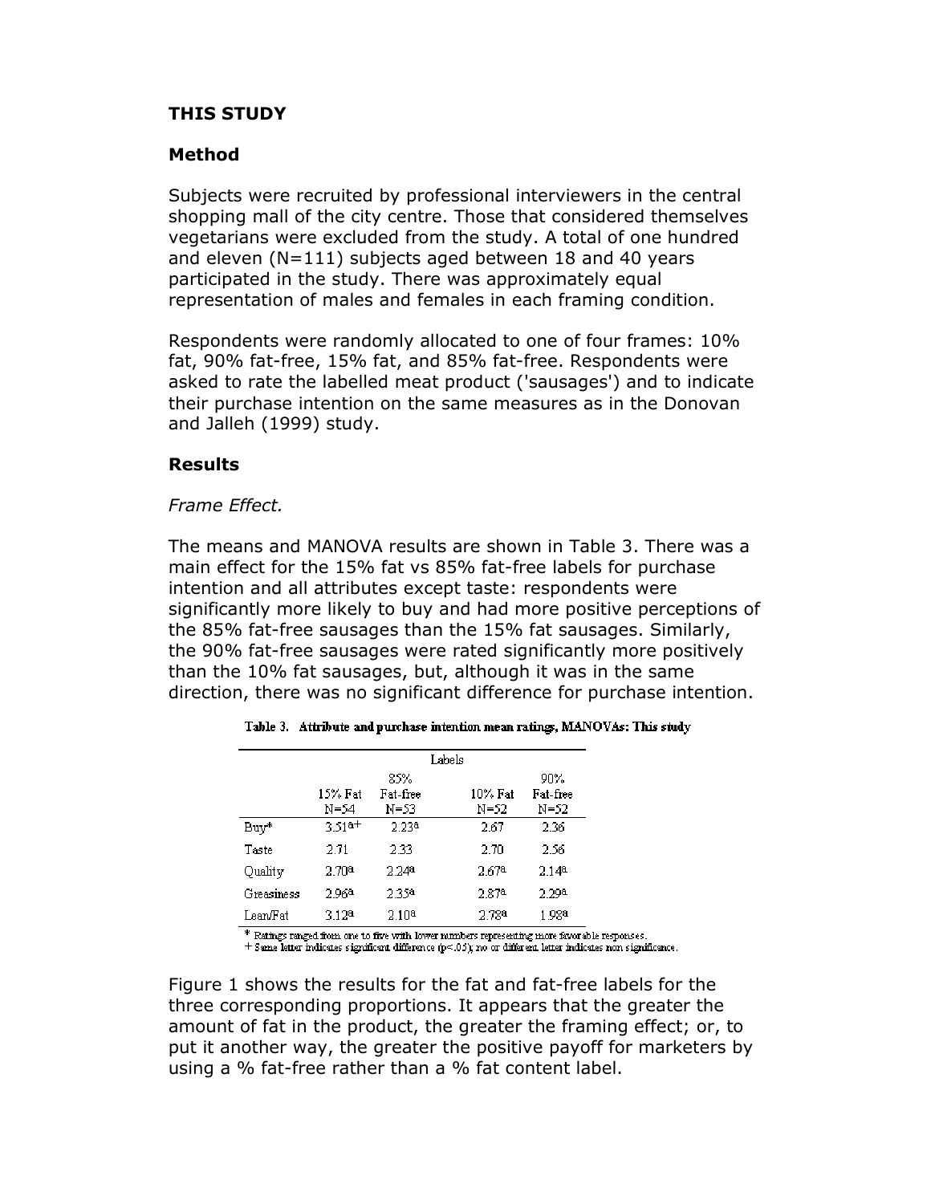## THIS STUDY

### Method

Subjects were recruited by professional interviewers in the central shopping mall of the city centre. Those that considered themselves vegetarians were excluded from the study. A total of one hundred and eleven (N=111) subjects aged between 18 and 40 years participated in the study. There was approximately equal representation of males and females in each framing condition.

Respondents were randomly allocated to one of four frames: 10% fat, 90% fat-free, 15% fat, and 85% fat-free. Respondents were asked to rate the labelled meat product ('sausages') and to indicate their purchase intention on the same measures as in the Donovan and Jalleh (1999) study.

### Results

*Frame Effect.*

The means and MANOVA results are shown in Table 3. There was a main effect for the 15% fat vs 85% fat-free labels for purchase intention and all attributes except taste: respondents were significantly more likely to buy and had more positive perceptions of the 85% fat-free sausages than the 15% fat sausages. Similarly, the 90% fat-free sausages were rated significantly more positively than the 10% fat sausages, but, although it was in the same direction, there was no significant difference for purchase intention.

Table 3. Attribute and purchase intention mean ratings, MANOVAs: This study

| | Labels | | | |
|---|---|---|---|---|
| | 15% Fat N=54 | 85% Fat-free N=53 | 10% Fat N=52 | 90% Fat-free N=52 |
| Buy* | 3.51a+ | 2.23a | 2.67 | 2.36 |
| Taste | 2.71 | 2.33 | 2.70 | 2.56 |
| Quality | 2.70a | 2.24a | 2.67a | 2.14a |
| Greasiness | 2.96a | 2.35a | 2.87a | 2.29a |
| Lean/Fat | 3.12a | 2.10a | 2.78a | 1.98a |

* Ratings ranged from one to five with lower numbers representing more favorable responses.
+ Same letter indicates significant difference ($p<.05$); no or different letter indicates non significance.

Figure 1 shows the results for the fat and fat-free labels for the three corresponding proportions. It appears that the greater the amount of fat in the product, the greater the framing effect; or, to put it another way, the greater the positive payoff for marketers by using a % fat-free rather than a % fat content label.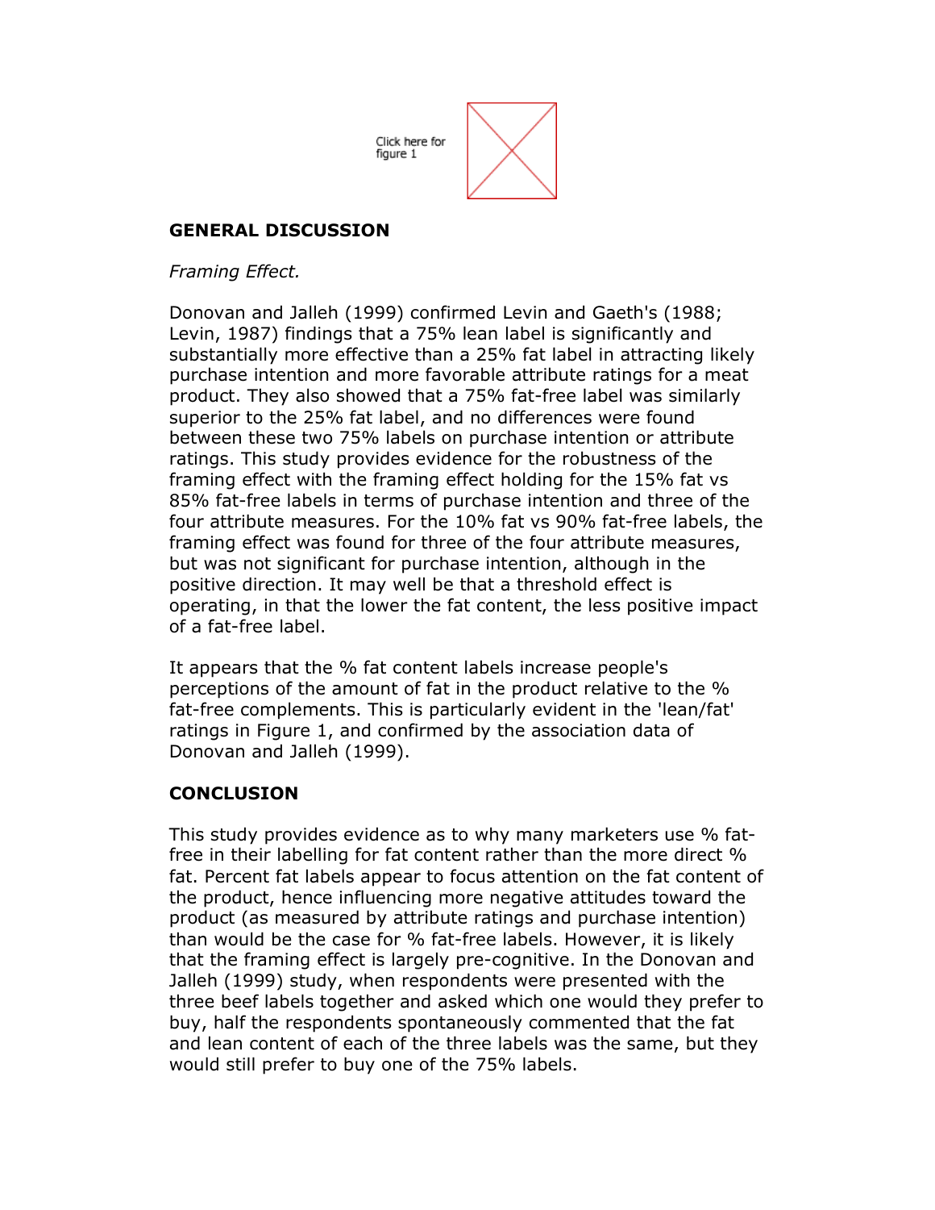Click here for figure 1

## GENERAL DISCUSSION

*Framing Effect.*

Donovan and Jalleh (1999) confirmed Levin and Gaeth's (1988; Levin, 1987) findings that a 75% lean label is significantly and substantially more effective than a 25% fat label in attracting likely purchase intention and more favorable attribute ratings for a meat product. They also showed that a 75% fat-free label was similarly superior to the 25% fat label, and no differences were found between these two 75% labels on purchase intention or attribute ratings. This study provides evidence for the robustness of the framing effect with the framing effect holding for the 15% fat vs 85% fat-free labels in terms of purchase intention and three of the four attribute measures. For the 10% fat vs 90% fat-free labels, the framing effect was found for three of the four attribute measures, but was not significant for purchase intention, although in the positive direction. It may well be that a threshold effect is operating, in that the lower the fat content, the less positive impact of a fat-free label.

It appears that the % fat content labels increase people's perceptions of the amount of fat in the product relative to the % fat-free complements. This is particularly evident in the 'lean/fat' ratings in Figure 1, and confirmed by the association data of Donovan and Jalleh (1999).

## CONCLUSION

This study provides evidence as to why many marketers use % fat-free in their labelling for fat content rather than the more direct % fat. Percent fat labels appear to focus attention on the fat content of the product, hence influencing more negative attitudes toward the product (as measured by attribute ratings and purchase intention) than would be the case for % fat-free labels. However, it is likely that the framing effect is largely pre-cognitive. In the Donovan and Jalleh (1999) study, when respondents were presented with the three beef labels together and asked which one would they prefer to buy, half the respondents spontaneously commented that the fat and lean content of each of the three labels was the same, but they would still prefer to buy one of the 75% labels.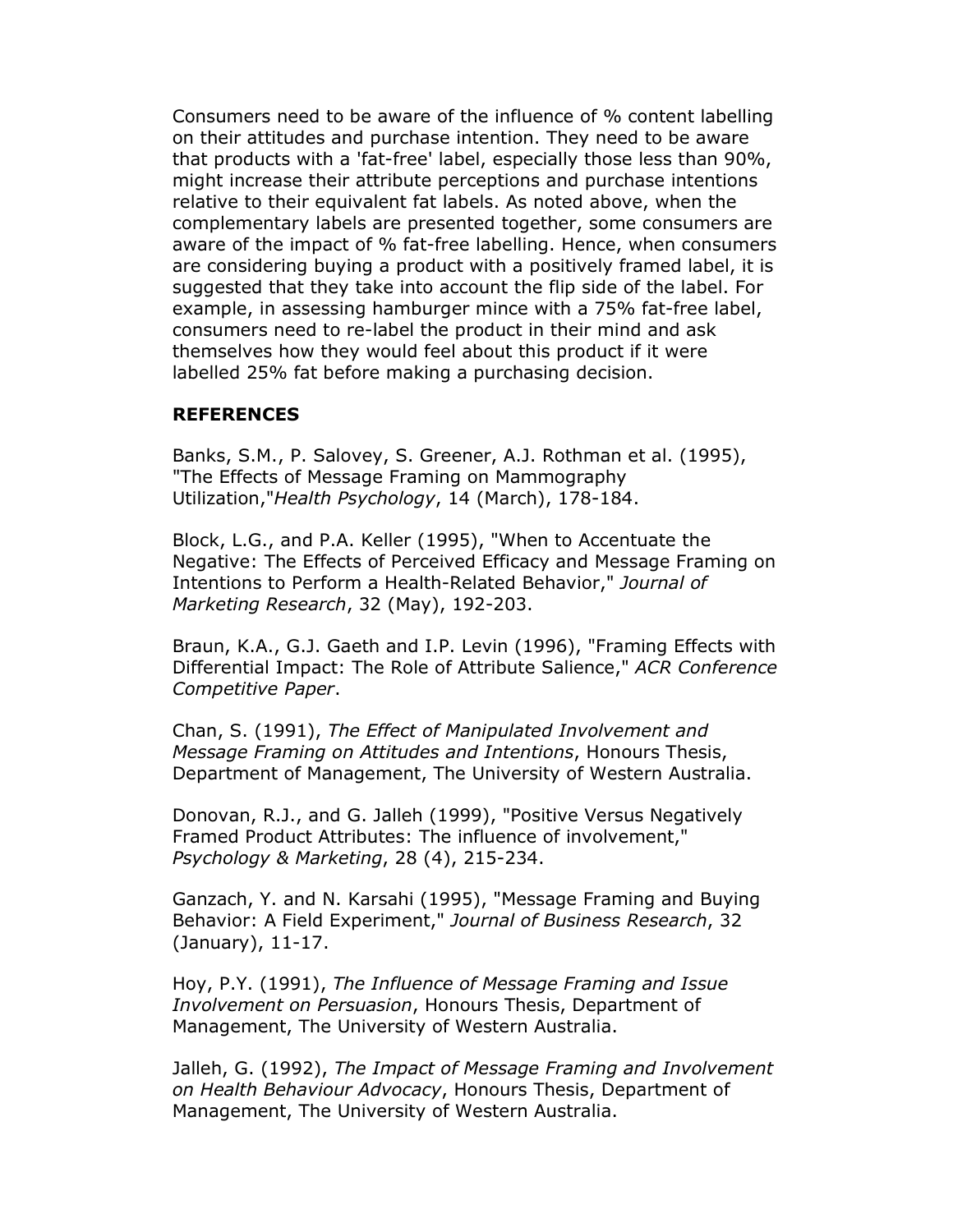Consumers need to be aware of the influence of % content labelling on their attitudes and purchase intention. They need to be aware that products with a 'fat-free' label, especially those less than 90%, might increase their attribute perceptions and purchase intentions relative to their equivalent fat labels. As noted above, when the complementary labels are presented together, some consumers are aware of the impact of % fat-free labelling. Hence, when consumers are considering buying a product with a positively framed label, it is suggested that they take into account the flip side of the label. For example, in assessing hamburger mince with a 75% fat-free label, consumers need to re-label the product in their mind and ask themselves how they would feel about this product if it were labelled 25% fat before making a purchasing decision.

**REFERENCES**

Banks, S.M., P. Salovey, S. Greener, A.J. Rothman et al. (1995), "The Effects of Message Framing on Mammography Utilization,"*Health Psychology*, 14 (March), 178-184.

Block, L.G., and P.A. Keller (1995), "When to Accentuate the Negative: The Effects of Perceived Efficacy and Message Framing on Intentions to Perform a Health-Related Behavior," *Journal of Marketing Research*, 32 (May), 192-203.

Braun, K.A., G.J. Gaeth and I.P. Levin (1996), "Framing Effects with Differential Impact: The Role of Attribute Salience," *ACR Conference Competitive Paper*.

Chan, S. (1991), *The Effect of Manipulated Involvement and Message Framing on Attitudes and Intentions*, Honours Thesis, Department of Management, The University of Western Australia.

Donovan, R.J., and G. Jalleh (1999), "Positive Versus Negatively Framed Product Attributes: The influence of involvement," *Psychology & Marketing*, 28 (4), 215-234.

Ganzach, Y. and N. Karsahi (1995), "Message Framing and Buying Behavior: A Field Experiment," *Journal of Business Research*, 32 (January), 11-17.

Hoy, P.Y. (1991), *The Influence of Message Framing and Issue Involvement on Persuasion*, Honours Thesis, Department of Management, The University of Western Australia.

Jalleh, G. (1992), *The Impact of Message Framing and Involvement on Health Behaviour Advocacy*, Honours Thesis, Department of Management, The University of Western Australia.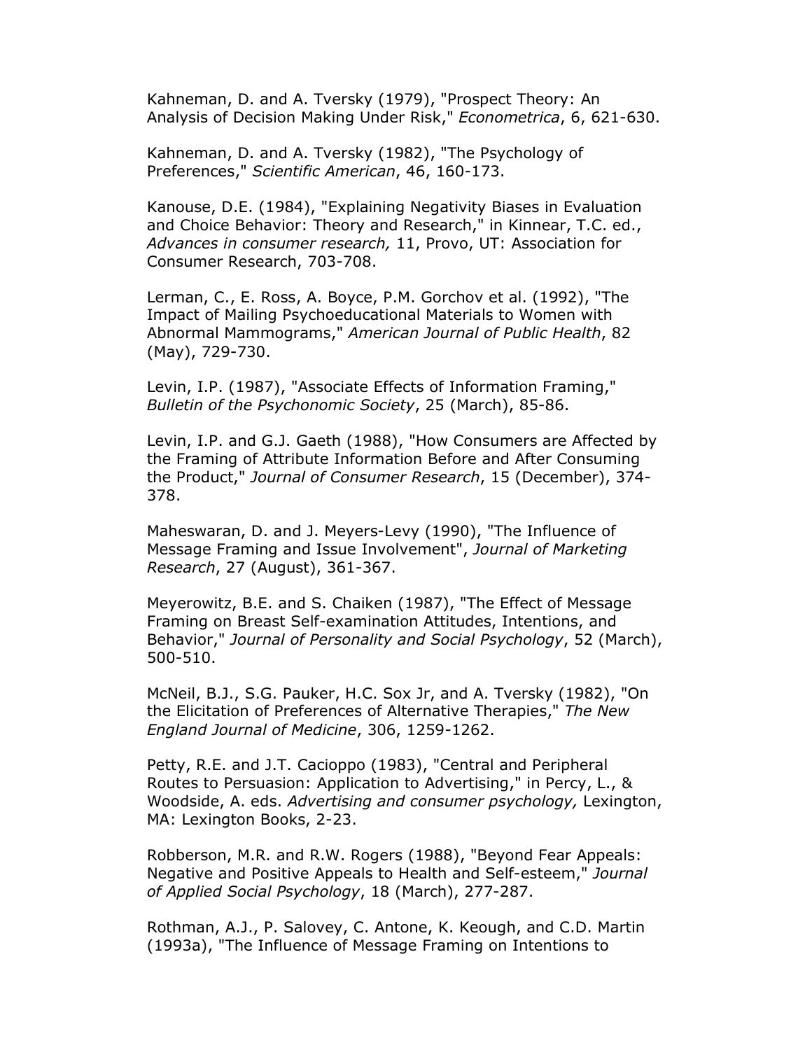Kahneman, D. and A. Tversky (1979), "Prospect Theory: An Analysis of Decision Making Under Risk," *Econometrica*, 6, 621-630.

Kahneman, D. and A. Tversky (1982), "The Psychology of Preferences," *Scientific American*, 46, 160-173.

Kanouse, D.E. (1984), "Explaining Negativity Biases in Evaluation and Choice Behavior: Theory and Research," in Kinnear, T.C. ed., *Advances in consumer research,* 11, Provo, UT: Association for Consumer Research, 703-708.

Lerman, C., E. Ross, A. Boyce, P.M. Gorchov et al. (1992), "The Impact of Mailing Psychoeducational Materials to Women with Abnormal Mammograms," *American Journal of Public Health*, 82 (May), 729-730.

Levin, I.P. (1987), "Associate Effects of Information Framing," *Bulletin of the Psychonomic Society*, 25 (March), 85-86.

Levin, I.P. and G.J. Gaeth (1988), "How Consumers are Affected by the Framing of Attribute Information Before and After Consuming the Product," *Journal of Consumer Research*, 15 (December), 374-378.

Maheswaran, D. and J. Meyers-Levy (1990), "The Influence of Message Framing and Issue Involvement", *Journal of Marketing Research*, 27 (August), 361-367.

Meyerowitz, B.E. and S. Chaiken (1987), "The Effect of Message Framing on Breast Self-examination Attitudes, Intentions, and Behavior," *Journal of Personality and Social Psychology*, 52 (March), 500-510.

McNeil, B.J., S.G. Pauker, H.C. Sox Jr, and A. Tversky (1982), "On the Elicitation of Preferences of Alternative Therapies," *The New England Journal of Medicine*, 306, 1259-1262.

Petty, R.E. and J.T. Cacioppo (1983), "Central and Peripheral Routes to Persuasion: Application to Advertising," in Percy, L., & Woodside, A. eds. *Advertising and consumer psychology,* Lexington, MA: Lexington Books, 2-23.

Robberson, M.R. and R.W. Rogers (1988), "Beyond Fear Appeals: Negative and Positive Appeals to Health and Self-esteem," *Journal of Applied Social Psychology*, 18 (March), 277-287.

Rothman, A.J., P. Salovey, C. Antone, K. Keough, and C.D. Martin (1993a), "The Influence of Message Framing on Intentions to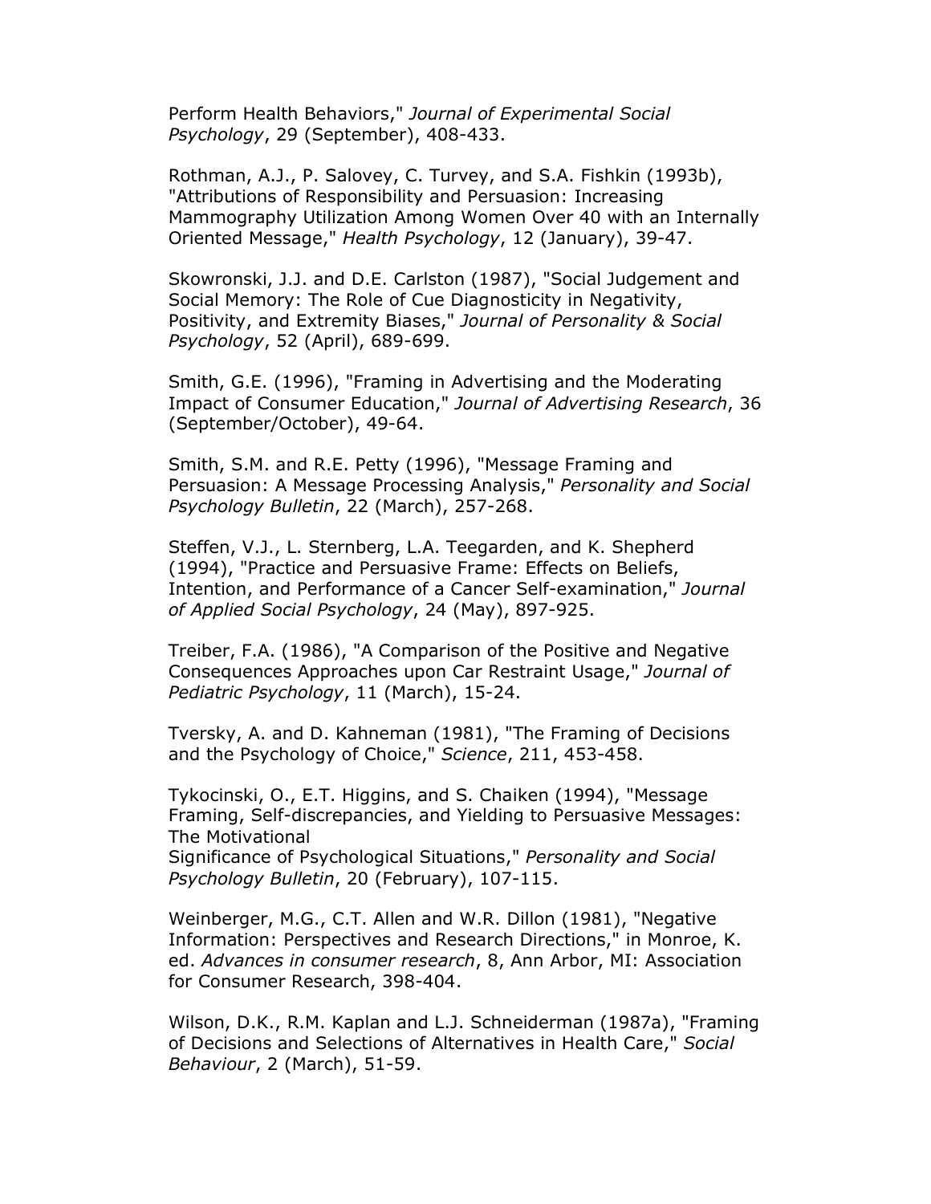Perform Health Behaviors," *Journal of Experimental Social Psychology*, 29 (September), 408-433.

Rothman, A.J., P. Salovey, C. Turvey, and S.A. Fishkin (1993b), "Attributions of Responsibility and Persuasion: Increasing Mammography Utilization Among Women Over 40 with an Internally Oriented Message," *Health Psychology*, 12 (January), 39-47.

Skowronski, J.J. and D.E. Carlston (1987), "Social Judgement and Social Memory: The Role of Cue Diagnosticity in Negativity, Positivity, and Extremity Biases," *Journal of Personality & Social Psychology*, 52 (April), 689-699.

Smith, G.E. (1996), "Framing in Advertising and the Moderating Impact of Consumer Education," *Journal of Advertising Research*, 36 (September/October), 49-64.

Smith, S.M. and R.E. Petty (1996), "Message Framing and Persuasion: A Message Processing Analysis," *Personality and Social Psychology Bulletin*, 22 (March), 257-268.

Steffen, V.J., L. Sternberg, L.A. Teegarden, and K. Shepherd (1994), "Practice and Persuasive Frame: Effects on Beliefs, Intention, and Performance of a Cancer Self-examination," *Journal of Applied Social Psychology*, 24 (May), 897-925.

Treiber, F.A. (1986), "A Comparison of the Positive and Negative Consequences Approaches upon Car Restraint Usage," *Journal of Pediatric Psychology*, 11 (March), 15-24.

Tversky, A. and D. Kahneman (1981), "The Framing of Decisions and the Psychology of Choice," *Science*, 211, 453-458.

Tykocinski, O., E.T. Higgins, and S. Chaiken (1994), "Message Framing, Self-discrepancies, and Yielding to Persuasive Messages: The Motivational Significance of Psychological Situations," *Personality and Social Psychology Bulletin*, 20 (February), 107-115.

Weinberger, M.G., C.T. Allen and W.R. Dillon (1981), "Negative Information: Perspectives and Research Directions," in Monroe, K. ed. *Advances in consumer research*, 8, Ann Arbor, MI: Association for Consumer Research, 398-404.

Wilson, D.K., R.M. Kaplan and L.J. Schneiderman (1987a), "Framing of Decisions and Selections of Alternatives in Health Care," *Social Behaviour*, 2 (March), 51-59.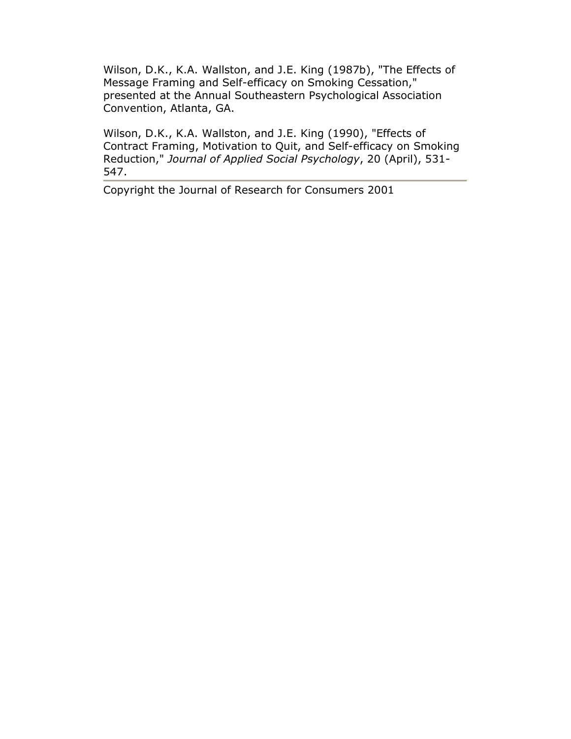Wilson, D.K., K.A. Wallston, and J.E. King (1987b), "The Effects of Message Framing and Self-efficacy on Smoking Cessation," presented at the Annual Southeastern Psychological Association Convention, Atlanta, GA.

Wilson, D.K., K.A. Wallston, and J.E. King (1990), "Effects of Contract Framing, Motivation to Quit, and Self-efficacy on Smoking Reduction," *Journal of Applied Social Psychology*, 20 (April), 531-547.

---

Copyright the Journal of Research for Consumers 2001